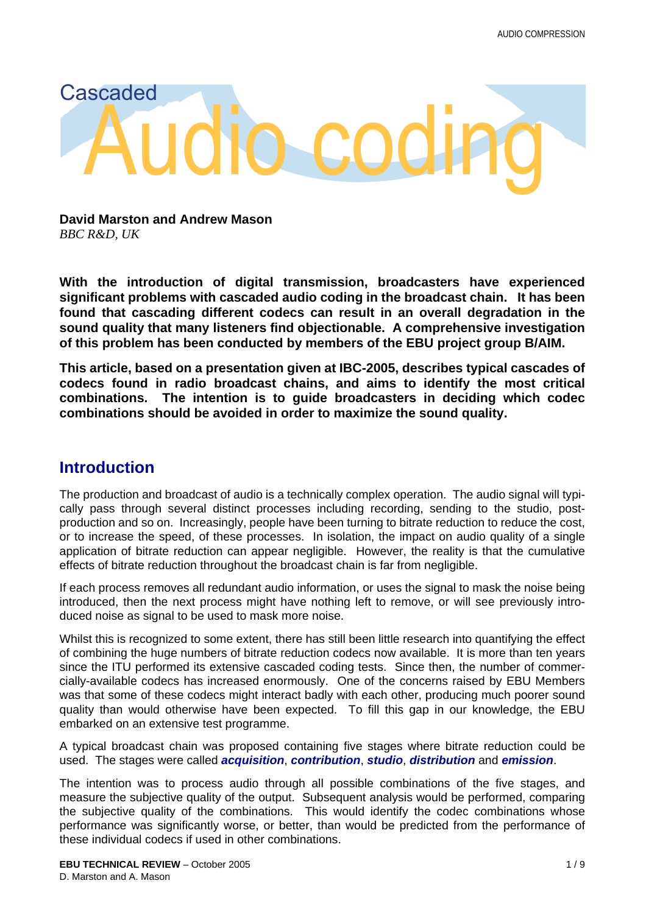# Cascaded Audio coding

**David Marston and Andrew Mason**
*BBC R&D, UK*

**With the introduction of digital transmission, broadcasters have experienced significant problems with cascaded audio coding in the broadcast chain. It has been found that cascading different codecs can result in an overall degradation in the sound quality that many listeners find objectionable. A comprehensive investigation of this problem has been conducted by members of the EBU project group B/AIM.**

**This article, based on a presentation given at IBC-2005, describes typical cascades of codecs found in radio broadcast chains, and aims to identify the most critical combinations. The intention is to guide broadcasters in deciding which codec combinations should be avoided in order to maximize the sound quality.**

## Introduction

The production and broadcast of audio is a technically complex operation. The audio signal will typically pass through several distinct processes including recording, sending to the studio, post-production and so on. Increasingly, people have been turning to bitrate reduction to reduce the cost, or to increase the speed, of these processes. In isolation, the impact on audio quality of a single application of bitrate reduction can appear negligible. However, the reality is that the cumulative effects of bitrate reduction throughout the broadcast chain is far from negligible.

If each process removes all redundant audio information, or uses the signal to mask the noise being introduced, then the next process might have nothing left to remove, or will see previously introduced noise as signal to be used to mask more noise.

Whilst this is recognized to some extent, there has still been little research into quantifying the effect of combining the huge numbers of bitrate reduction codecs now available. It is more than ten years since the ITU performed its extensive cascaded coding tests. Since then, the number of commercially-available codecs has increased enormously. One of the concerns raised by EBU Members was that some of these codecs might interact badly with each other, producing much poorer sound quality than would otherwise have been expected. To fill this gap in our knowledge, the EBU embarked on an extensive test programme.

A typical broadcast chain was proposed containing five stages where bitrate reduction could be used. The stages were called ***acquisition***, ***contribution***, ***studio***, ***distribution*** and ***emission***.

The intention was to process audio through all possible combinations of the five stages, and measure the subjective quality of the output. Subsequent analysis would be performed, comparing the subjective quality of the combinations. This would identify the codec combinations whose performance was significantly worse, or better, than would be predicted from the performance of these individual codecs if used in other combinations.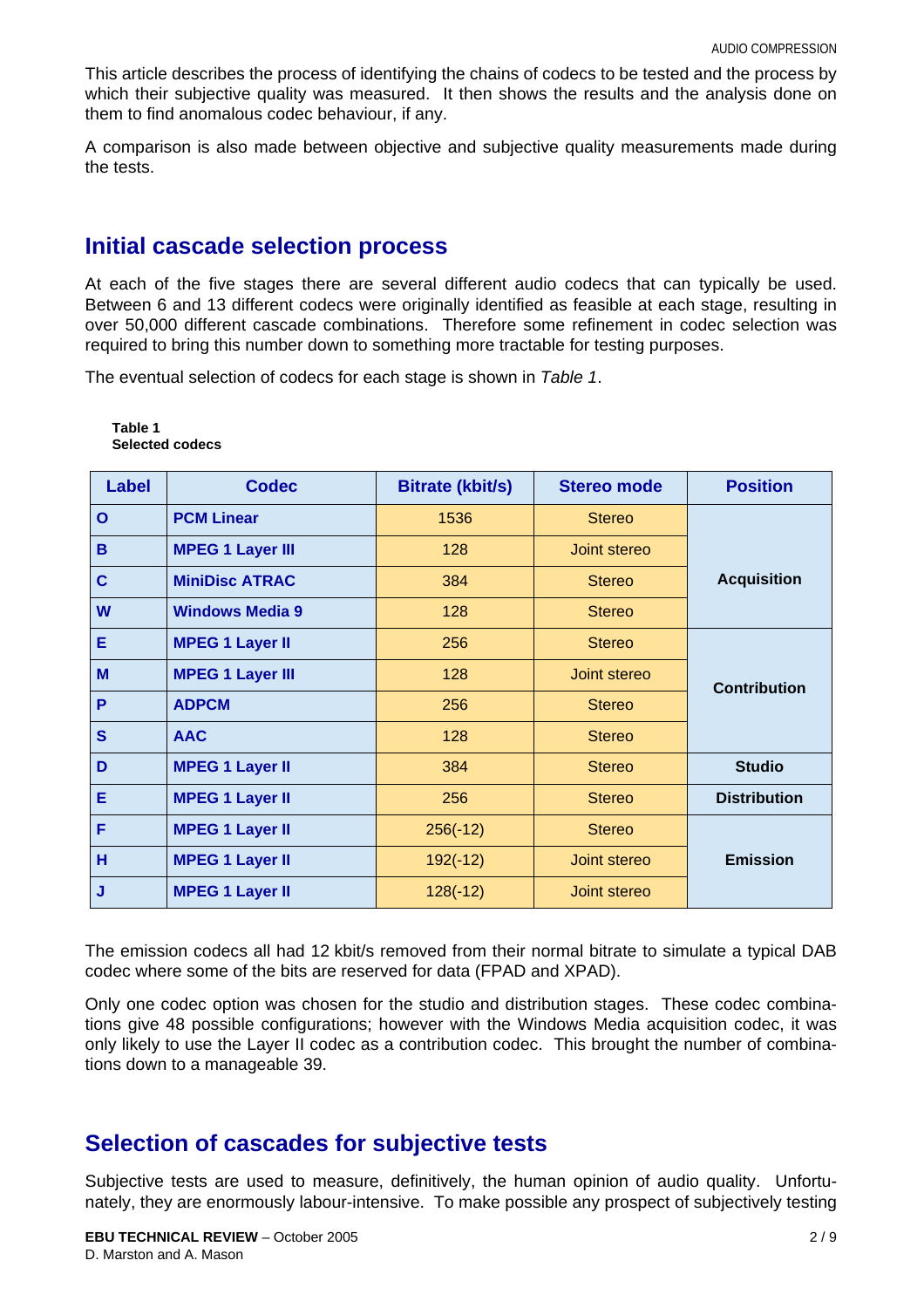This article describes the process of identifying the chains of codecs to be tested and the process by which their subjective quality was measured. It then shows the results and the analysis done on them to find anomalous codec behaviour, if any.

A comparison is also made between objective and subjective quality measurements made during the tests.

## Initial cascade selection process

At each of the five stages there are several different audio codecs that can typically be used. Between 6 and 13 different codecs were originally identified as feasible at each stage, resulting in over 50,000 different cascade combinations. Therefore some refinement in codec selection was required to bring this number down to something more tractable for testing purposes.

The eventual selection of codecs for each stage is shown in *Table 1*.

**Table 1**
**Selected codecs**

| Label | Codec | Bitrate (kbit/s) | Stereo mode | Position |
|---|---|---|---|---|
| **O** | **PCM Linear** | 1536 | Stereo | **Acquisition** |
| **B** | **MPEG 1 Layer III** | 128 | Joint stereo | |
| **C** | **MiniDisc ATRAC** | 384 | Stereo | |
| **W** | **Windows Media 9** | 128 | Stereo | |
| **E** | **MPEG 1 Layer II** | 256 | Stereo | **Contribution** |
| **M** | **MPEG 1 Layer III** | 128 | Joint stereo | |
| **P** | **ADPCM** | 256 | Stereo | |
| **S** | **AAC** | 128 | Stereo | |
| **D** | **MPEG 1 Layer II** | 384 | Stereo | **Studio** |
| **E** | **MPEG 1 Layer II** | 256 | Stereo | **Distribution** |
| **F** | **MPEG 1 Layer II** | 256(-12) | Stereo | **Emission** |
| **H** | **MPEG 1 Layer II** | 192(-12) | Joint stereo | |
| **J** | **MPEG 1 Layer II** | 128(-12) | Joint stereo | |

The emission codecs all had 12 kbit/s removed from their normal bitrate to simulate a typical DAB codec where some of the bits are reserved for data (FPAD and XPAD).

Only one codec option was chosen for the studio and distribution stages. These codec combinations give 48 possible configurations; however with the Windows Media acquisition codec, it was only likely to use the Layer II codec as a contribution codec. This brought the number of combinations down to a manageable 39.

## Selection of cascades for subjective tests

Subjective tests are used to measure, definitively, the human opinion of audio quality. Unfortunately, they are enormously labour-intensive. To make possible any prospect of subjectively testing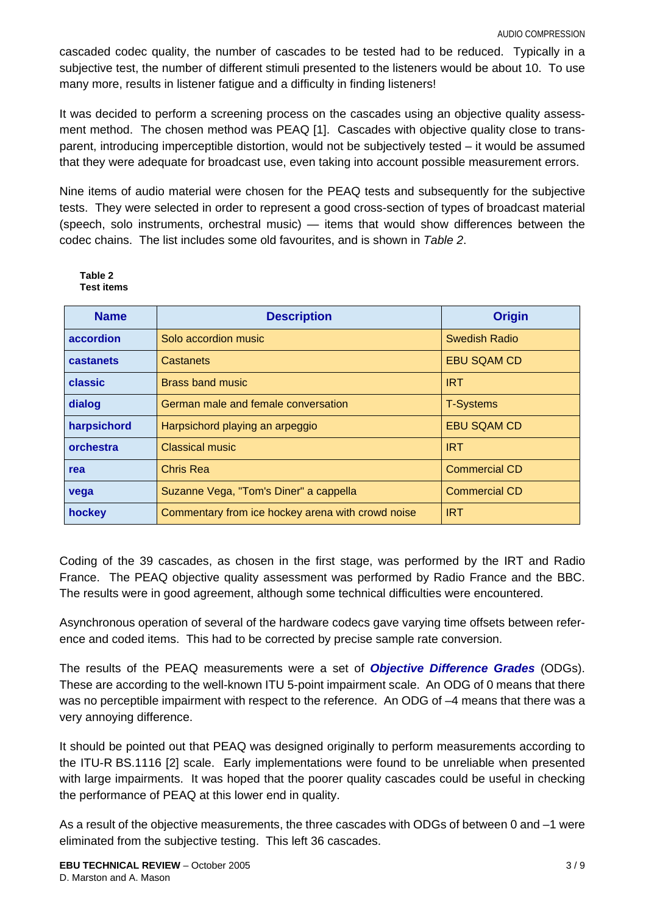cascaded codec quality, the number of cascades to be tested had to be reduced. Typically in a subjective test, the number of different stimuli presented to the listeners would be about 10. To use many more, results in listener fatigue and a difficulty in finding listeners!

It was decided to perform a screening process on the cascades using an objective quality assessment method. The chosen method was PEAQ [1]. Cascades with objective quality close to transparent, introducing imperceptible distortion, would not be subjectively tested – it would be assumed that they were adequate for broadcast use, even taking into account possible measurement errors.

Nine items of audio material were chosen for the PEAQ tests and subsequently for the subjective tests. They were selected in order to represent a good cross-section of types of broadcast material (speech, solo instruments, orchestral music) — items that would show differences between the codec chains. The list includes some old favourites, and is shown in *Table 2*.

**Table 2**
**Test items**

| Name | Description | Origin |
|---|---|---|
| **accordion** | Solo accordion music | Swedish Radio |
| **castanets** | Castanets | EBU SQAM CD |
| **classic** | Brass band music | IRT |
| **dialog** | German male and female conversation | T-Systems |
| **harpsichord** | Harpsichord playing an arpeggio | EBU SQAM CD |
| **orchestra** | Classical music | IRT |
| **rea** | Chris Rea | Commercial CD |
| **vega** | Suzanne Vega, "Tom's Diner" a cappella | Commercial CD |
| **hockey** | Commentary from ice hockey arena with crowd noise | IRT |

Coding of the 39 cascades, as chosen in the first stage, was performed by the IRT and Radio France. The PEAQ objective quality assessment was performed by Radio France and the BBC. The results were in good agreement, although some technical difficulties were encountered.

Asynchronous operation of several of the hardware codecs gave varying time offsets between reference and coded items. This had to be corrected by precise sample rate conversion.

The results of the PEAQ measurements were a set of ***Objective Difference Grades*** (ODGs). These are according to the well-known ITU 5-point impairment scale. An ODG of 0 means that there was no perceptible impairment with respect to the reference. An ODG of –4 means that there was a very annoying difference.

It should be pointed out that PEAQ was designed originally to perform measurements according to the ITU-R BS.1116 [2] scale. Early implementations were found to be unreliable when presented with large impairments. It was hoped that the poorer quality cascades could be useful in checking the performance of PEAQ at this lower end in quality.

As a result of the objective measurements, the three cascades with ODGs of between 0 and –1 were eliminated from the subjective testing. This left 36 cascades.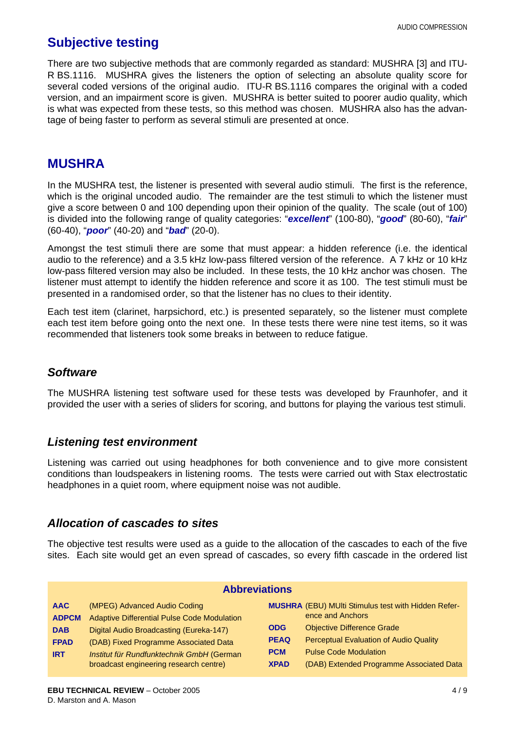## Subjective testing

There are two subjective methods that are commonly regarded as standard: MUSHRA [3] and ITU-R BS.1116. MUSHRA gives the listeners the option of selecting an absolute quality score for several coded versions of the original audio. ITU-R BS.1116 compares the original with a coded version, and an impairment score is given. MUSHRA is better suited to poorer audio quality, which is what was expected from these tests, so this method was chosen. MUSHRA also has the advantage of being faster to perform as several stimuli are presented at once.

## MUSHRA

In the MUSHRA test, the listener is presented with several audio stimuli. The first is the reference, which is the original uncoded audio. The remainder are the test stimuli to which the listener must give a score between 0 and 100 depending upon their opinion of the quality. The scale (out of 100) is divided into the following range of quality categories: "***excellent***" (100-80), "***good***" (80-60), "***fair***" (60-40), "***poor***" (40-20) and "***bad***" (20-0).

Amongst the test stimuli there are some that must appear: a hidden reference (i.e. the identical audio to the reference) and a 3.5 kHz low-pass filtered version of the reference. A 7 kHz or 10 kHz low-pass filtered version may also be included. In these tests, the 10 kHz anchor was chosen. The listener must attempt to identify the hidden reference and score it as 100. The test stimuli must be presented in a randomised order, so that the listener has no clues to their identity.

Each test item (clarinet, harpsichord, etc.) is presented separately, so the listener must complete each test item before going onto the next one. In these tests there were nine test items, so it was recommended that listeners took some breaks in between to reduce fatigue.

### *Software*

The MUSHRA listening test software used for these tests was developed by Fraunhofer, and it provided the user with a series of sliders for scoring, and buttons for playing the various test stimuli.

### *Listening test environment*

Listening was carried out using headphones for both convenience and to give more consistent conditions than loudspeakers in listening rooms. The tests were carried out with Stax electrostatic headphones in a quiet room, where equipment noise was not audible.

### *Allocation of cascades to sites*

The objective test results were used as a guide to the allocation of the cascades to each of the five sites. Each site would get an even spread of cascades, so every fifth cascade in the ordered list

**Abbreviations**

| | |
|---|---|
| **AAC** | (MPEG) Advanced Audio Coding |
| **ADPCM** | Adaptive Differential Pulse Code Modulation |
| **DAB** | Digital Audio Broadcasting (Eureka-147) |
| **FPAD** | (DAB) Fixed Programme Associated Data |
| **IRT** | *Institut für Rundfunktechnik GmbH* (German broadcast engineering research centre) |
| **MUSHRA** | (EBU) MUlti Stimulus test with Hidden Reference and Anchors |
| **ODG** | Objective Difference Grade |
| **PEAQ** | Perceptual Evaluation of Audio Quality |
| **PCM** | Pulse Code Modulation |
| **XPAD** | (DAB) Extended Programme Associated Data |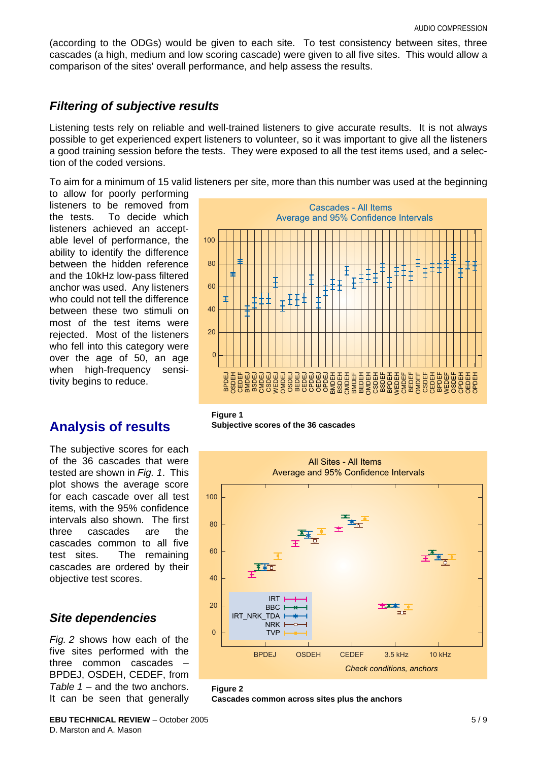(according to the ODGs) would be given to each site. To test consistency between sites, three cascades (a high, medium and low scoring cascade) were given to all five sites. This would allow a comparison of the sites' overall performance, and help assess the results.

### *Filtering of subjective results*

Listening tests rely on reliable and well-trained listeners to give accurate results. It is not always possible to get experienced expert listeners to volunteer, so it was important to give all the listeners a good training session before the tests. They were exposed to all the test items used, and a selection of the coded versions.

To aim for a minimum of 15 valid listeners per site, more than this number was used at the beginning to allow for poorly performing listeners to be removed from the tests. To decide which listeners achieved an acceptable level of performance, the ability to identify the difference between the hidden reference and the 10kHz low-pass filtered anchor was used. Any listeners who could not tell the difference between these two stimuli on most of the test items were rejected. Most of the listeners who fell into this category were over the age of 50, an age when high-frequency sensitivity begins to reduce.

**Figure 1**
**Subjective scores of the 36 cascades**

## Analysis of results

The subjective scores for each of the 36 cascades that were tested are shown in *Fig. 1*. This plot shows the average score for each cascade over all test items, with the 95% confidence intervals also shown. The first three cascades are the cascades common to all five test sites. The remaining cascades are ordered by their objective test scores.

### *Site dependencies*

*Fig. 2* shows how each of the five sites performed with the three common cascades – BPDEJ, OSDEH, CEDEF, from *Table 1* – and the two anchors. It can be seen that generally

**Figure 2**
**Cascades common across sites plus the anchors**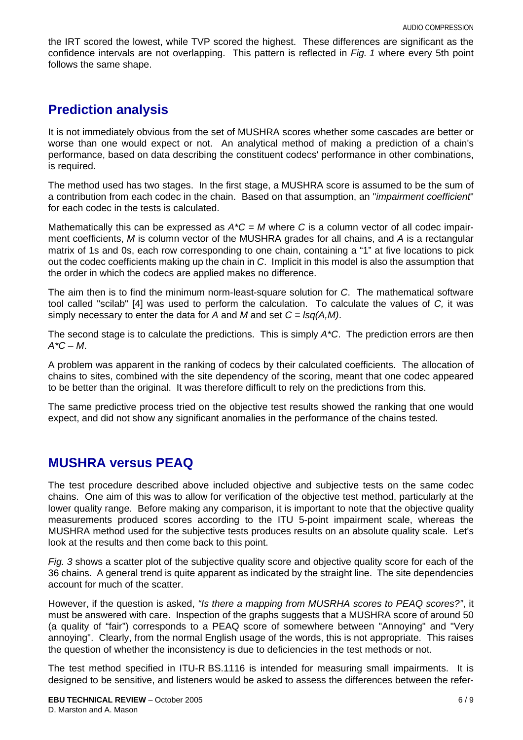the IRT scored the lowest, while TVP scored the highest. These differences are significant as the confidence intervals are not overlapping. This pattern is reflected in *Fig. 1* where every 5th point follows the same shape.

## Prediction analysis

It is not immediately obvious from the set of MUSHRA scores whether some cascades are better or worse than one would expect or not. An analytical method of making a prediction of a chain's performance, based on data describing the constituent codecs' performance in other combinations, is required.

The method used has two stages. In the first stage, a MUSHRA score is assumed to be the sum of a contribution from each codec in the chain. Based on that assumption, an "*impairment coefficient*" for each codec in the tests is calculated.

Mathematically this can be expressed as $A*C = M$ where $C$ is a column vector of all codec impairment coefficients, $M$ is column vector of the MUSHRA grades for all chains, and $A$ is a rectangular matrix of 1s and 0s, each row corresponding to one chain, containing a "1" at five locations to pick out the codec coefficients making up the chain in $C$. Implicit in this model is also the assumption that the order in which the codecs are applied makes no difference.

The aim then is to find the minimum norm-least-square solution for $C$. The mathematical software tool called "scilab" [4] was used to perform the calculation. To calculate the values of $C$, it was simply necessary to enter the data for $A$ and $M$ and set $C = lsq(A,M)$.

The second stage is to calculate the predictions. This is simply $A*C$. The prediction errors are then $A*C - M$.

A problem was apparent in the ranking of codecs by their calculated coefficients. The allocation of chains to sites, combined with the site dependency of the scoring, meant that one codec appeared to be better than the original. It was therefore difficult to rely on the predictions from this.

The same predictive process tried on the objective test results showed the ranking that one would expect, and did not show any significant anomalies in the performance of the chains tested.

## MUSHRA versus PEAQ

The test procedure described above included objective and subjective tests on the same codec chains. One aim of this was to allow for verification of the objective test method, particularly at the lower quality range. Before making any comparison, it is important to note that the objective quality measurements produced scores according to the ITU 5-point impairment scale, whereas the MUSHRA method used for the subjective tests produces results on an absolute quality scale. Let's look at the results and then come back to this point.

*Fig. 3* shows a scatter plot of the subjective quality score and objective quality score for each of the 36 chains. A general trend is quite apparent as indicated by the straight line. The site dependencies account for much of the scatter.

However, if the question is asked, *"Is there a mapping from MUSRHA scores to PEAQ scores?"*, it must be answered with care. Inspection of the graphs suggests that a MUSHRA score of around 50 (a quality of "fair") corresponds to a PEAQ score of somewhere between "Annoying" and "Very annoying". Clearly, from the normal English usage of the words, this is not appropriate. This raises the question of whether the inconsistency is due to deficiencies in the test methods or not.

The test method specified in ITU-R BS.1116 is intended for measuring small impairments. It is designed to be sensitive, and listeners would be asked to assess the differences between the refer-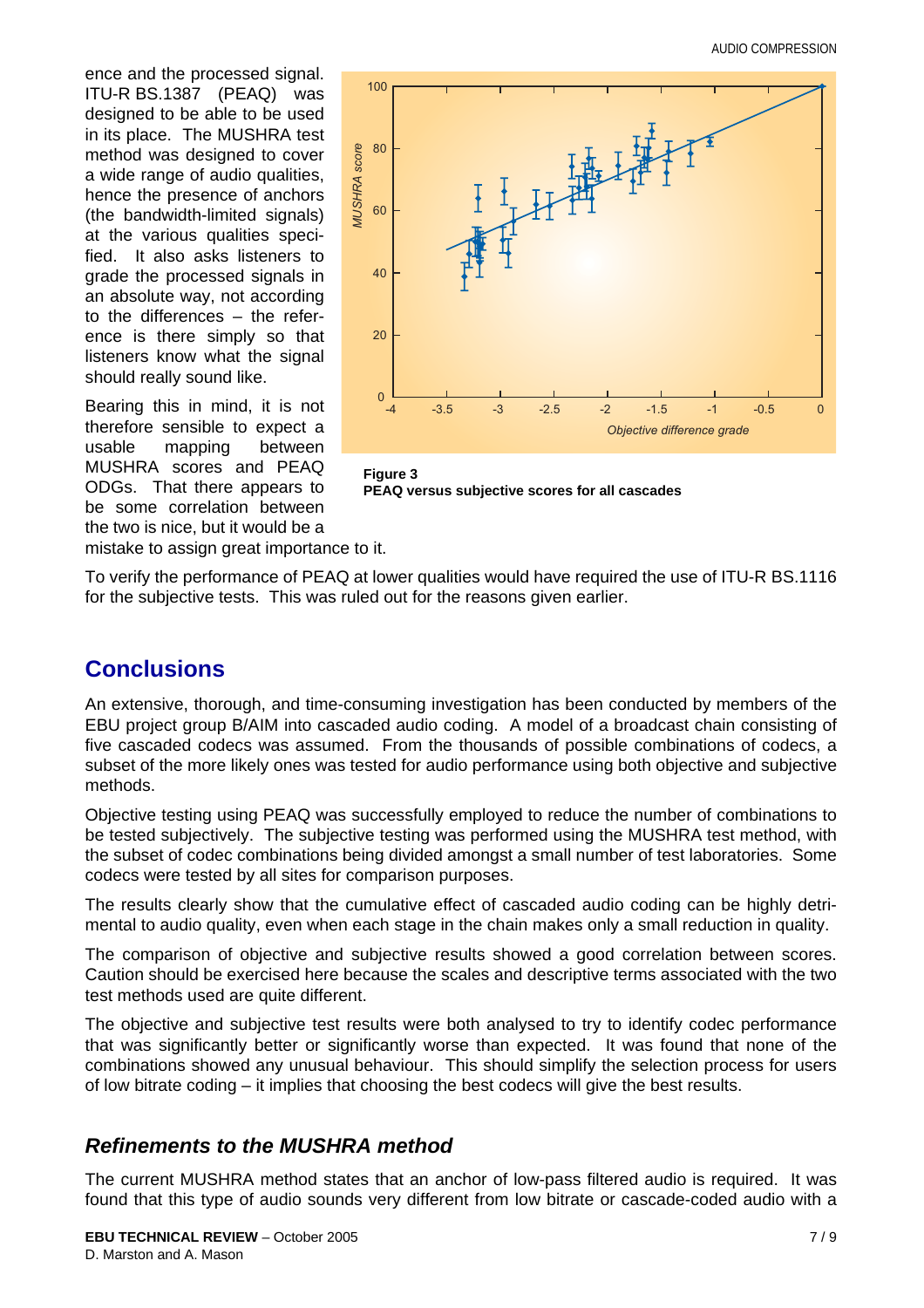ence and the processed signal. ITU-R BS.1387 (PEAQ) was designed to be able to be used in its place. The MUSHRA test method was designed to cover a wide range of audio qualities, hence the presence of anchors (the bandwidth-limited signals) at the various qualities specified. It also asks listeners to grade the processed signals in an absolute way, not according to the differences – the reference is there simply so that listeners know what the signal should really sound like.

Bearing this in mind, it is not therefore sensible to expect a usable mapping between MUSHRA scores and PEAQ ODGs. That there appears to be some correlation between the two is nice, but it would be a mistake to assign great importance to it.

**Figure 3**
**PEAQ versus subjective scores for all cascades**

To verify the performance of PEAQ at lower qualities would have required the use of ITU-R BS.1116 for the subjective tests. This was ruled out for the reasons given earlier.

## Conclusions

An extensive, thorough, and time-consuming investigation has been conducted by members of the EBU project group B/AIM into cascaded audio coding. A model of a broadcast chain consisting of five cascaded codecs was assumed. From the thousands of possible combinations of codecs, a subset of the more likely ones was tested for audio performance using both objective and subjective methods.

Objective testing using PEAQ was successfully employed to reduce the number of combinations to be tested subjectively. The subjective testing was performed using the MUSHRA test method, with the subset of codec combinations being divided amongst a small number of test laboratories. Some codecs were tested by all sites for comparison purposes.

The results clearly show that the cumulative effect of cascaded audio coding can be highly detrimental to audio quality, even when each stage in the chain makes only a small reduction in quality.

The comparison of objective and subjective results showed a good correlation between scores. Caution should be exercised here because the scales and descriptive terms associated with the two test methods used are quite different.

The objective and subjective test results were both analysed to try to identify codec performance that was significantly better or significantly worse than expected. It was found that none of the combinations showed any unusual behaviour. This should simplify the selection process for users of low bitrate coding – it implies that choosing the best codecs will give the best results.

### *Refinements to the MUSHRA method*

The current MUSHRA method states that an anchor of low-pass filtered audio is required. It was found that this type of audio sounds very different from low bitrate or cascade-coded audio with a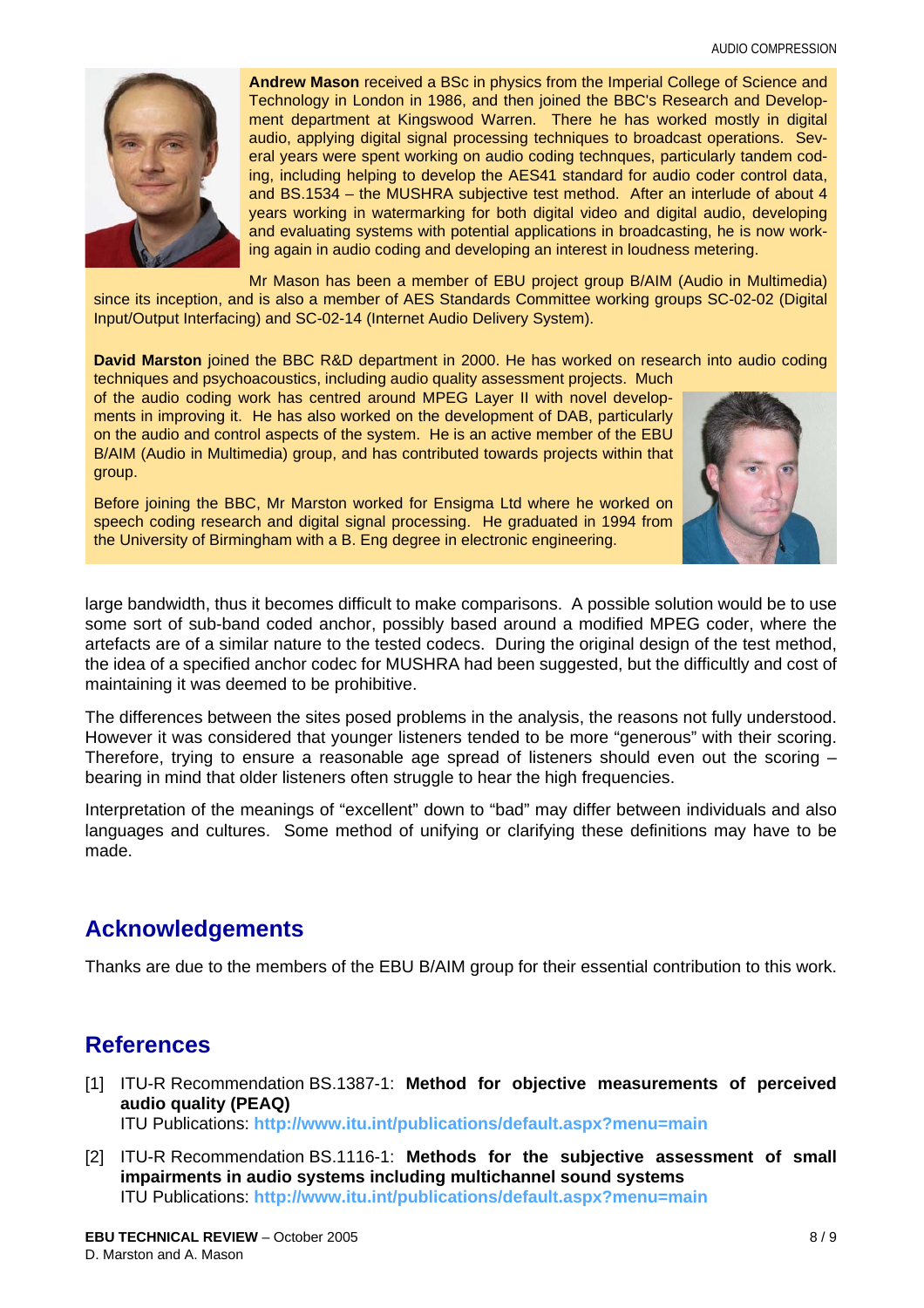**Andrew Mason** received a BSc in physics from the Imperial College of Science and Technology in London in 1986, and then joined the BBC's Research and Development department at Kingswood Warren. There he has worked mostly in digital audio, applying digital signal processing techniques to broadcast operations. Several years were spent working on audio coding technques, particularly tandem coding, including helping to develop the AES41 standard for audio coder control data, and BS.1534 – the MUSHRA subjective test method. After an interlude of about 4 years working in watermarking for both digital video and digital audio, developing and evaluating systems with potential applications in broadcasting, he is now working again in audio coding and developing an interest in loudness metering.

Mr Mason has been a member of EBU project group B/AIM (Audio in Multimedia) since its inception, and is also a member of AES Standards Committee working groups SC-02-02 (Digital Input/Output Interfacing) and SC-02-14 (Internet Audio Delivery System).

**David Marston** joined the BBC R&D department in 2000. He has worked on research into audio coding techniques and psychoacoustics, including audio quality assessment projects. Much of the audio coding work has centred around MPEG Layer II with novel developments in improving it. He has also worked on the development of DAB, particularly on the audio and control aspects of the system. He is an active member of the EBU B/AIM (Audio in Multimedia) group, and has contributed towards projects within that group.

Before joining the BBC, Mr Marston worked for Ensigma Ltd where he worked on speech coding research and digital signal processing. He graduated in 1994 from the University of Birmingham with a B. Eng degree in electronic engineering.

large bandwidth, thus it becomes difficult to make comparisons. A possible solution would be to use some sort of sub-band coded anchor, possibly based around a modified MPEG coder, where the artefacts are of a similar nature to the tested codecs. During the original design of the test method, the idea of a specified anchor codec for MUSHRA had been suggested, but the difficultly and cost of maintaining it was deemed to be prohibitive.

The differences between the sites posed problems in the analysis, the reasons not fully understood. However it was considered that younger listeners tended to be more "generous" with their scoring. Therefore, trying to ensure a reasonable age spread of listeners should even out the scoring – bearing in mind that older listeners often struggle to hear the high frequencies.

Interpretation of the meanings of "excellent" down to "bad" may differ between individuals and also languages and cultures. Some method of unifying or clarifying these definitions may have to be made.

## Acknowledgements

Thanks are due to the members of the EBU B/AIM group for their essential contribution to this work.

## References

[1] ITU-R Recommendation BS.1387-1: **Method for objective measurements of perceived audio quality (PEAQ)**
ITU Publications: **http://www.itu.int/publications/default.aspx?menu=main**

[2] ITU-R Recommendation BS.1116-1: **Methods for the subjective assessment of small impairments in audio systems including multichannel sound systems**
ITU Publications: **http://www.itu.int/publications/default.aspx?menu=main**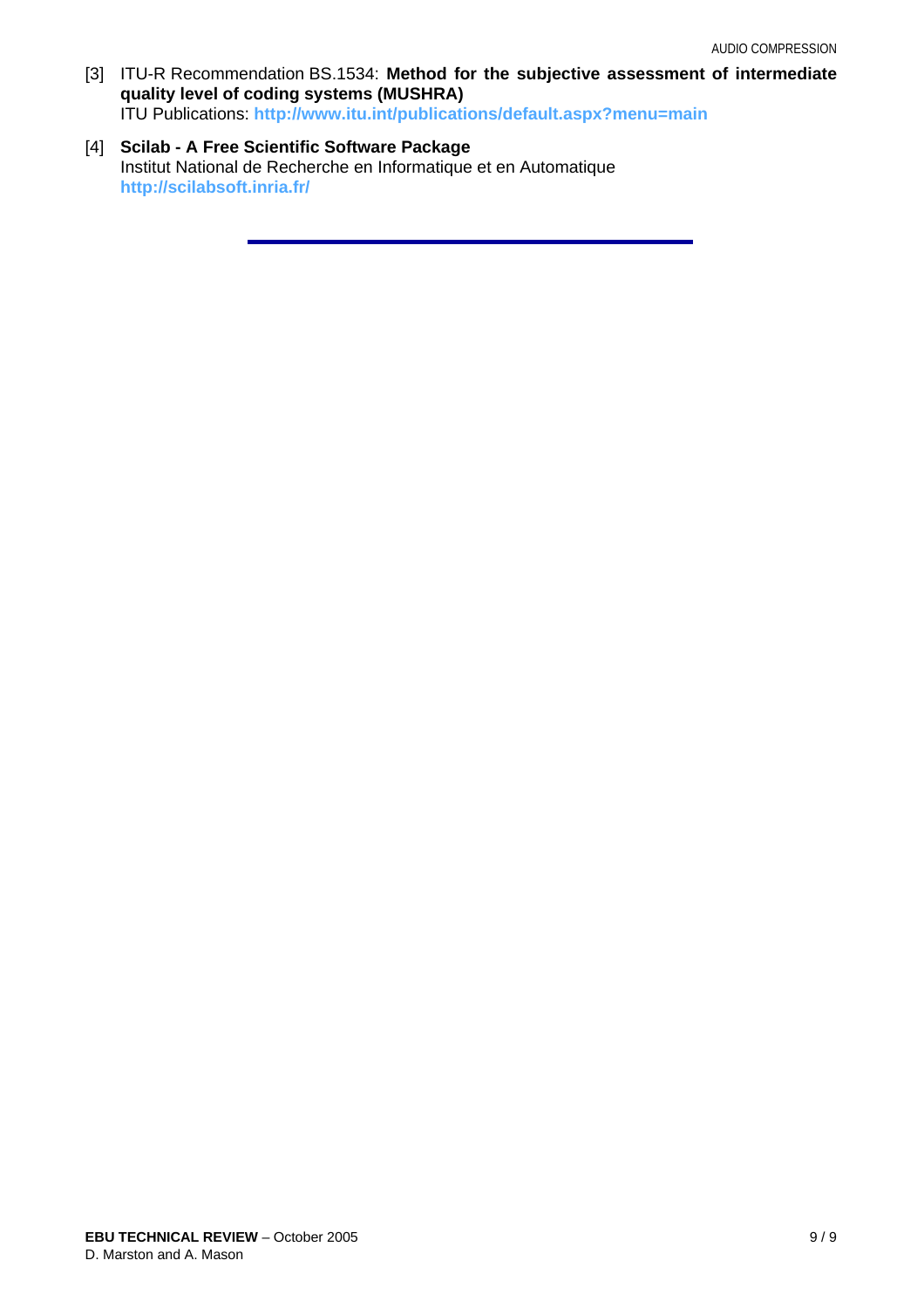[3] ITU-R Recommendation BS.1534: **Method for the subjective assessment of intermediate quality level of coding systems (MUSHRA)**
ITU Publications: **http://www.itu.int/publications/default.aspx?menu=main**

[4] **Scilab - A Free Scientific Software Package**
Institut National de Recherche en Informatique et en Automatique
**http://scilabsoft.inria.fr/**